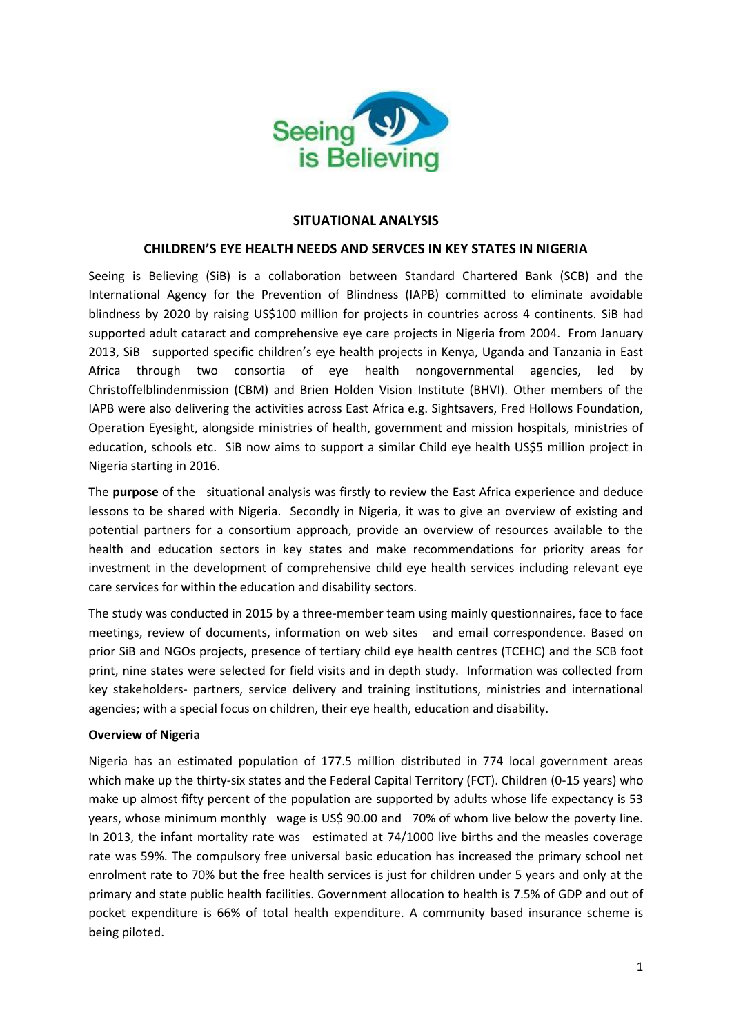**SITUATIONAL ANALYSIS**

**CHILDREN'S EYE HEALTH NEEDS AND SERVCES IN KEY STATES IN NIGERIA**

Seeing is Believing (SiB) is a collaboration between Standard Chartered Bank (SCB) and the International Agency for the Prevention of Blindness (IAPB) committed to eliminate avoidable blindness by 2020 by raising US$100 million for projects in countries across 4 continents. SiB had supported adult cataract and comprehensive eye care projects in Nigeria from 2004. From January 2013, SiB supported specific children's eye health projects in Kenya, Uganda and Tanzania in East Africa through two consortia of eye health nongovernmental agencies, led by Christoffelblindenmission (CBM) and Brien Holden Vision Institute (BHVI). Other members of the IAPB were also delivering the activities across East Africa e.g. Sightsavers, Fred Hollows Foundation, Operation Eyesight, alongside ministries of health, government and mission hospitals, ministries of education, schools etc. SiB now aims to support a similar Child eye health US$5 million project in Nigeria starting in 2016.

The **purpose** of the situational analysis was firstly to review the East Africa experience and deduce lessons to be shared with Nigeria. Secondly in Nigeria, it was to give an overview of existing and potential partners for a consortium approach, provide an overview of resources available to the health and education sectors in key states and make recommendations for priority areas for investment in the development of comprehensive child eye health services including relevant eye care services for within the education and disability sectors.

The study was conducted in 2015 by a three-member team using mainly questionnaires, face to face meetings, review of documents, information on web sites and email correspondence. Based on prior SiB and NGOs projects, presence of tertiary child eye health centres (TCEHC) and the SCB foot print, nine states were selected for field visits and in depth study. Information was collected from key stakeholders- partners, service delivery and training institutions, ministries and international agencies; with a special focus on children, their eye health, education and disability.

**Overview of Nigeria**

Nigeria has an estimated population of 177.5 million distributed in 774 local government areas which make up the thirty-six states and the Federal Capital Territory (FCT). Children (0-15 years) who make up almost fifty percent of the population are supported by adults whose life expectancy is 53 years, whose minimum monthly wage is US$ 90.00 and 70% of whom live below the poverty line. In 2013, the infant mortality rate was estimated at 74/1000 live births and the measles coverage rate was 59%. The compulsory free universal basic education has increased the primary school net enrolment rate to 70% but the free health services is just for children under 5 years and only at the primary and state public health facilities. Government allocation to health is 7.5% of GDP and out of pocket expenditure is 66% of total health expenditure. A community based insurance scheme is being piloted.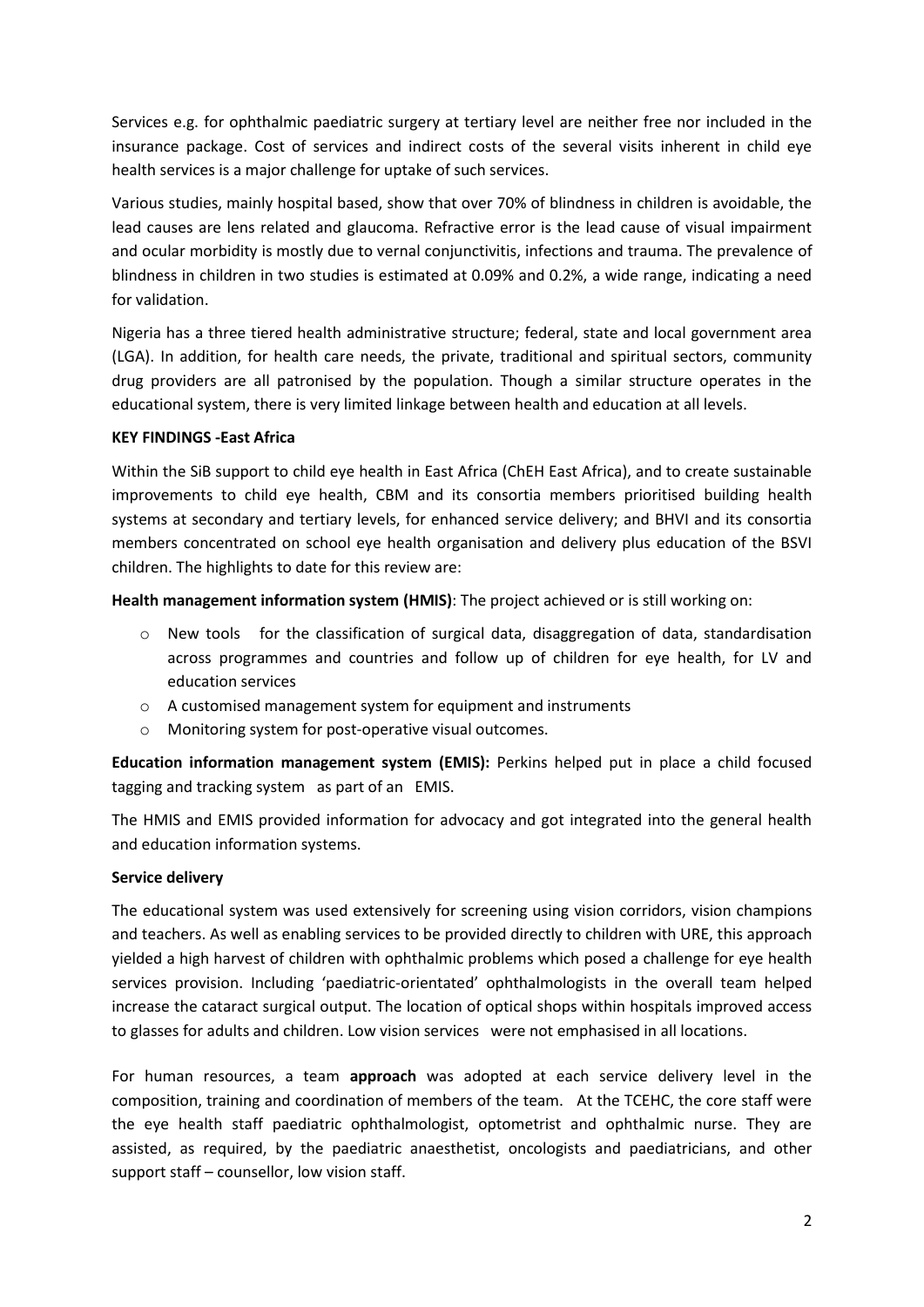Services e.g. for ophthalmic paediatric surgery at tertiary level are neither free nor included in the insurance package. Cost of services and indirect costs of the several visits inherent in child eye health services is a major challenge for uptake of such services.

Various studies, mainly hospital based, show that over 70% of blindness in children is avoidable, the lead causes are lens related and glaucoma. Refractive error is the lead cause of visual impairment and ocular morbidity is mostly due to vernal conjunctivitis, infections and trauma. The prevalence of blindness in children in two studies is estimated at 0.09% and 0.2%, a wide range, indicating a need for validation.

Nigeria has a three tiered health administrative structure; federal, state and local government area (LGA). In addition, for health care needs, the private, traditional and spiritual sectors, community drug providers are all patronised by the population. Though a similar structure operates in the educational system, there is very limited linkage between health and education at all levels.

**KEY FINDINGS -East Africa**

Within the SiB support to child eye health in East Africa (ChEH East Africa), and to create sustainable improvements to child eye health, CBM and its consortia members prioritised building health systems at secondary and tertiary levels, for enhanced service delivery; and BHVI and its consortia members concentrated on school eye health organisation and delivery plus education of the BSVI children. The highlights to date for this review are:

**Health management information system (HMIS)**: The project achieved or is still working on:

- New tools for the classification of surgical data, disaggregation of data, standardisation across programmes and countries and follow up of children for eye health, for LV and education services
- A customised management system for equipment and instruments
- Monitoring system for post-operative visual outcomes.

**Education information management system (EMIS):** Perkins helped put in place a child focused tagging and tracking system as part of an EMIS.

The HMIS and EMIS provided information for advocacy and got integrated into the general health and education information systems.

**Service delivery**

The educational system was used extensively for screening using vision corridors, vision champions and teachers. As well as enabling services to be provided directly to children with URE, this approach yielded a high harvest of children with ophthalmic problems which posed a challenge for eye health services provision. Including 'paediatric-orientated' ophthalmologists in the overall team helped increase the cataract surgical output. The location of optical shops within hospitals improved access to glasses for adults and children. Low vision services were not emphasised in all locations.

For human resources, a team **approach** was adopted at each service delivery level in the composition, training and coordination of members of the team. At the TCEHC, the core staff were the eye health staff paediatric ophthalmologist, optometrist and ophthalmic nurse. They are assisted, as required, by the paediatric anaesthetist, oncologists and paediatricians, and other support staff – counsellor, low vision staff.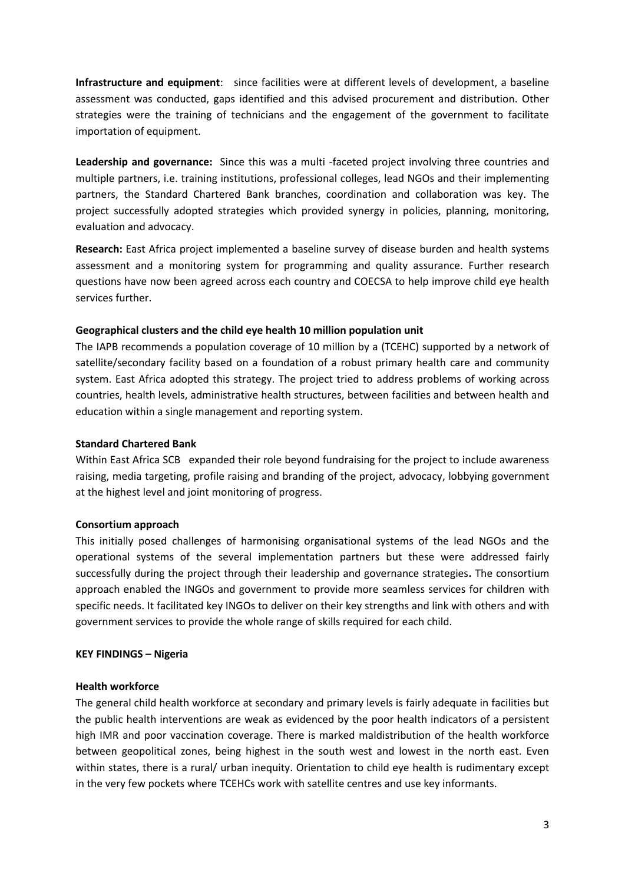**Infrastructure and equipment**: since facilities were at different levels of development, a baseline assessment was conducted, gaps identified and this advised procurement and distribution. Other strategies were the training of technicians and the engagement of the government to facilitate importation of equipment.

**Leadership and governance:** Since this was a multi -faceted project involving three countries and multiple partners, i.e. training institutions, professional colleges, lead NGOs and their implementing partners, the Standard Chartered Bank branches, coordination and collaboration was key. The project successfully adopted strategies which provided synergy in policies, planning, monitoring, evaluation and advocacy.

**Research:** East Africa project implemented a baseline survey of disease burden and health systems assessment and a monitoring system for programming and quality assurance. Further research questions have now been agreed across each country and COECSA to help improve child eye health services further.

**Geographical clusters and the child eye health 10 million population unit**

The IAPB recommends a population coverage of 10 million by a (TCEHC) supported by a network of satellite/secondary facility based on a foundation of a robust primary health care and community system. East Africa adopted this strategy. The project tried to address problems of working across countries, health levels, administrative health structures, between facilities and between health and education within a single management and reporting system.

**Standard Chartered Bank**

Within East Africa SCB expanded their role beyond fundraising for the project to include awareness raising, media targeting, profile raising and branding of the project, advocacy, lobbying government at the highest level and joint monitoring of progress.

**Consortium approach**

This initially posed challenges of harmonising organisational systems of the lead NGOs and the operational systems of the several implementation partners but these were addressed fairly successfully during the project through their leadership and governance strategies**.** The consortium approach enabled the INGOs and government to provide more seamless services for children with specific needs. It facilitated key INGOs to deliver on their key strengths and link with others and with government services to provide the whole range of skills required for each child.

**KEY FINDINGS – Nigeria**

**Health workforce**

The general child health workforce at secondary and primary levels is fairly adequate in facilities but the public health interventions are weak as evidenced by the poor health indicators of a persistent high IMR and poor vaccination coverage. There is marked maldistribution of the health workforce between geopolitical zones, being highest in the south west and lowest in the north east. Even within states, there is a rural/ urban inequity. Orientation to child eye health is rudimentary except in the very few pockets where TCEHCs work with satellite centres and use key informants.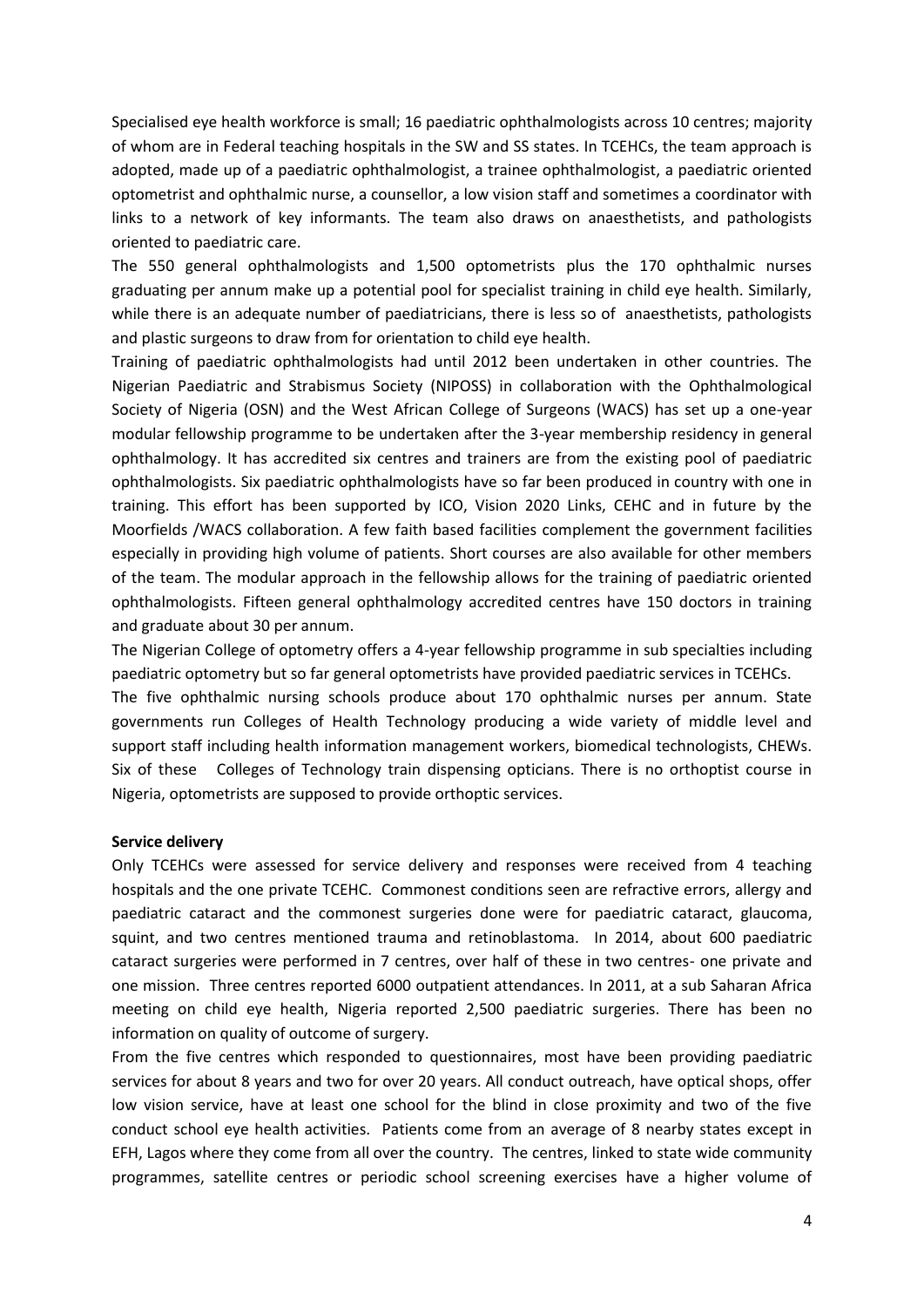Specialised eye health workforce is small; 16 paediatric ophthalmologists across 10 centres; majority of whom are in Federal teaching hospitals in the SW and SS states. In TCEHCs, the team approach is adopted, made up of a paediatric ophthalmologist, a trainee ophthalmologist, a paediatric oriented optometrist and ophthalmic nurse, a counsellor, a low vision staff and sometimes a coordinator with links to a network of key informants. The team also draws on anaesthetists, and pathologists oriented to paediatric care.

The 550 general ophthalmologists and 1,500 optometrists plus the 170 ophthalmic nurses graduating per annum make up a potential pool for specialist training in child eye health. Similarly, while there is an adequate number of paediatricians, there is less so of anaesthetists, pathologists and plastic surgeons to draw from for orientation to child eye health.

Training of paediatric ophthalmologists had until 2012 been undertaken in other countries. The Nigerian Paediatric and Strabismus Society (NIPOSS) in collaboration with the Ophthalmological Society of Nigeria (OSN) and the West African College of Surgeons (WACS) has set up a one-year modular fellowship programme to be undertaken after the 3-year membership residency in general ophthalmology. It has accredited six centres and trainers are from the existing pool of paediatric ophthalmologists. Six paediatric ophthalmologists have so far been produced in country with one in training. This effort has been supported by ICO, Vision 2020 Links, CEHC and in future by the Moorfields /WACS collaboration. A few faith based facilities complement the government facilities especially in providing high volume of patients. Short courses are also available for other members of the team. The modular approach in the fellowship allows for the training of paediatric oriented ophthalmologists. Fifteen general ophthalmology accredited centres have 150 doctors in training and graduate about 30 per annum.

The Nigerian College of optometry offers a 4-year fellowship programme in sub specialties including paediatric optometry but so far general optometrists have provided paediatric services in TCEHCs.

The five ophthalmic nursing schools produce about 170 ophthalmic nurses per annum. State governments run Colleges of Health Technology producing a wide variety of middle level and support staff including health information management workers, biomedical technologists, CHEWs. Six of these Colleges of Technology train dispensing opticians. There is no orthoptist course in Nigeria, optometrists are supposed to provide orthoptic services.

**Service delivery**

Only TCEHCs were assessed for service delivery and responses were received from 4 teaching hospitals and the one private TCEHC. Commonest conditions seen are refractive errors, allergy and paediatric cataract and the commonest surgeries done were for paediatric cataract, glaucoma, squint, and two centres mentioned trauma and retinoblastoma. In 2014, about 600 paediatric cataract surgeries were performed in 7 centres, over half of these in two centres- one private and one mission. Three centres reported 6000 outpatient attendances. In 2011, at a sub Saharan Africa meeting on child eye health, Nigeria reported 2,500 paediatric surgeries. There has been no information on quality of outcome of surgery.

From the five centres which responded to questionnaires, most have been providing paediatric services for about 8 years and two for over 20 years. All conduct outreach, have optical shops, offer low vision service, have at least one school for the blind in close proximity and two of the five conduct school eye health activities. Patients come from an average of 8 nearby states except in EFH, Lagos where they come from all over the country. The centres, linked to state wide community programmes, satellite centres or periodic school screening exercises have a higher volume of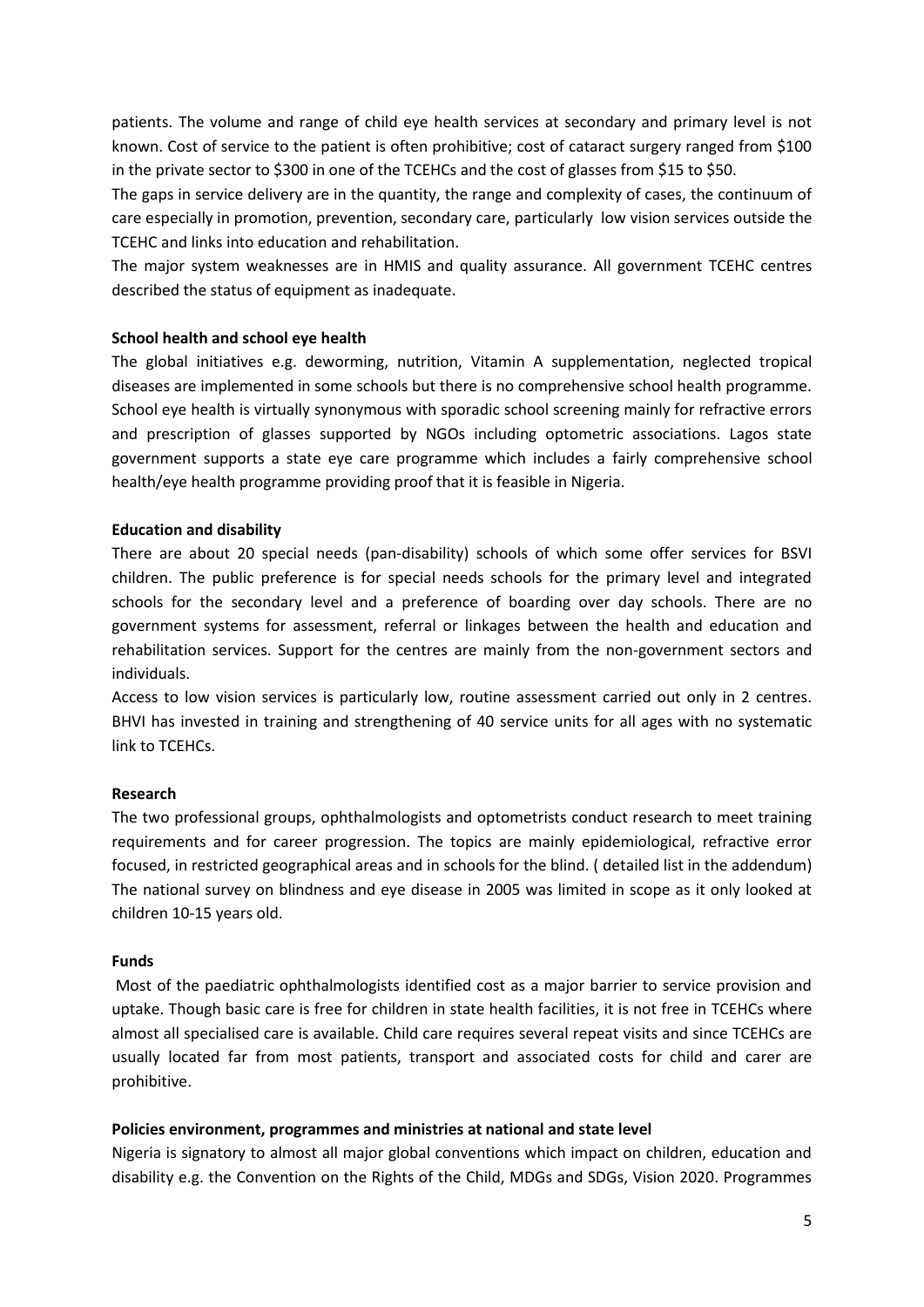patients. The volume and range of child eye health services at secondary and primary level is not known. Cost of service to the patient is often prohibitive; cost of cataract surgery ranged from $100 in the private sector to $300 in one of the TCEHCs and the cost of glasses from $15 to $50.

The gaps in service delivery are in the quantity, the range and complexity of cases, the continuum of care especially in promotion, prevention, secondary care, particularly low vision services outside the TCEHC and links into education and rehabilitation.

The major system weaknesses are in HMIS and quality assurance. All government TCEHC centres described the status of equipment as inadequate.

**School health and school eye health**

The global initiatives e.g. deworming, nutrition, Vitamin A supplementation, neglected tropical diseases are implemented in some schools but there is no comprehensive school health programme. School eye health is virtually synonymous with sporadic school screening mainly for refractive errors and prescription of glasses supported by NGOs including optometric associations. Lagos state government supports a state eye care programme which includes a fairly comprehensive school health/eye health programme providing proof that it is feasible in Nigeria.

**Education and disability**

There are about 20 special needs (pan-disability) schools of which some offer services for BSVI children. The public preference is for special needs schools for the primary level and integrated schools for the secondary level and a preference of boarding over day schools. There are no government systems for assessment, referral or linkages between the health and education and rehabilitation services. Support for the centres are mainly from the non-government sectors and individuals.

Access to low vision services is particularly low, routine assessment carried out only in 2 centres. BHVI has invested in training and strengthening of 40 service units for all ages with no systematic link to TCEHCs.

**Research**

The two professional groups, ophthalmologists and optometrists conduct research to meet training requirements and for career progression. The topics are mainly epidemiological, refractive error focused, in restricted geographical areas and in schools for the blind. ( detailed list in the addendum) The national survey on blindness and eye disease in 2005 was limited in scope as it only looked at children 10-15 years old.

**Funds**

Most of the paediatric ophthalmologists identified cost as a major barrier to service provision and uptake. Though basic care is free for children in state health facilities, it is not free in TCEHCs where almost all specialised care is available. Child care requires several repeat visits and since TCEHCs are usually located far from most patients, transport and associated costs for child and carer are prohibitive.

**Policies environment, programmes and ministries at national and state level**

Nigeria is signatory to almost all major global conventions which impact on children, education and disability e.g. the Convention on the Rights of the Child, MDGs and SDGs, Vision 2020. Programmes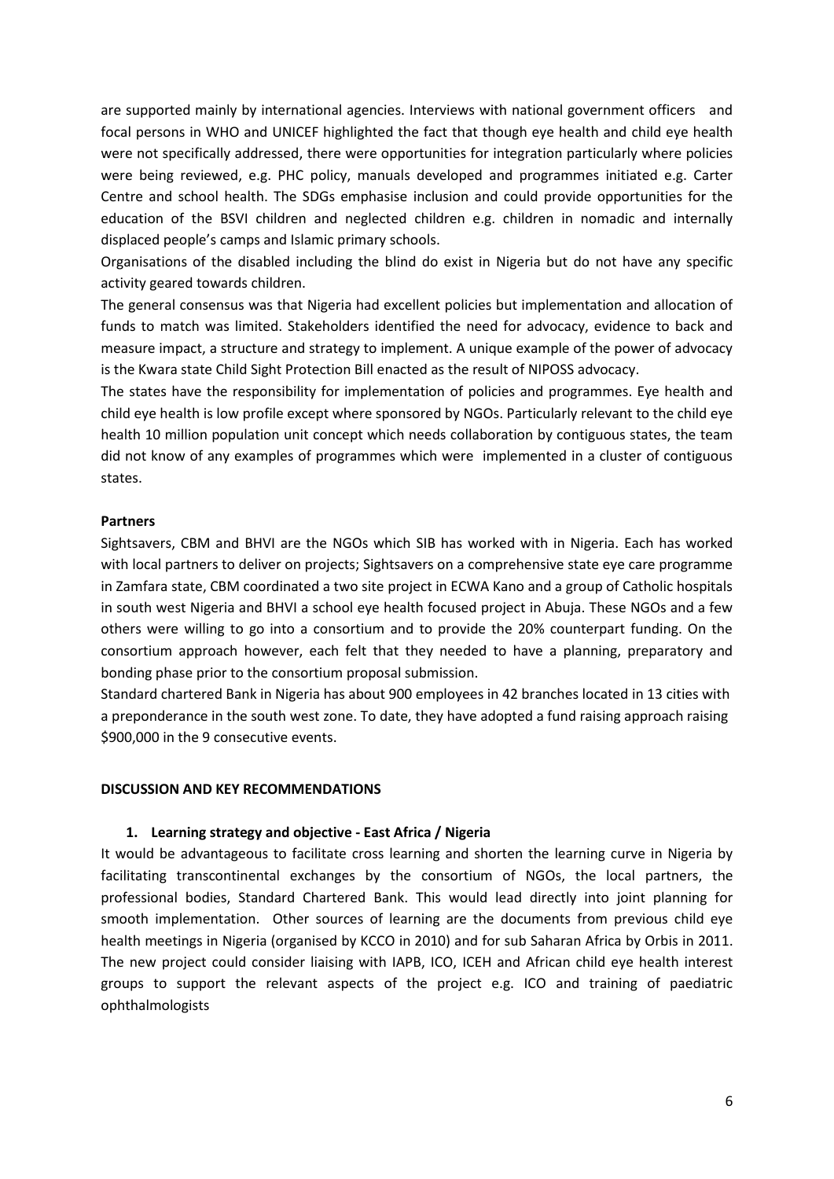are supported mainly by international agencies. Interviews with national government officers and focal persons in WHO and UNICEF highlighted the fact that though eye health and child eye health were not specifically addressed, there were opportunities for integration particularly where policies were being reviewed, e.g. PHC policy, manuals developed and programmes initiated e.g. Carter Centre and school health. The SDGs emphasise inclusion and could provide opportunities for the education of the BSVI children and neglected children e.g. children in nomadic and internally displaced people's camps and Islamic primary schools.

Organisations of the disabled including the blind do exist in Nigeria but do not have any specific activity geared towards children.

The general consensus was that Nigeria had excellent policies but implementation and allocation of funds to match was limited. Stakeholders identified the need for advocacy, evidence to back and measure impact, a structure and strategy to implement. A unique example of the power of advocacy is the Kwara state Child Sight Protection Bill enacted as the result of NIPOSS advocacy.

The states have the responsibility for implementation of policies and programmes. Eye health and child eye health is low profile except where sponsored by NGOs. Particularly relevant to the child eye health 10 million population unit concept which needs collaboration by contiguous states, the team did not know of any examples of programmes which were implemented in a cluster of contiguous states.

**Partners**

Sightsavers, CBM and BHVI are the NGOs which SIB has worked with in Nigeria. Each has worked with local partners to deliver on projects; Sightsavers on a comprehensive state eye care programme in Zamfara state, CBM coordinated a two site project in ECWA Kano and a group of Catholic hospitals in south west Nigeria and BHVI a school eye health focused project in Abuja. These NGOs and a few others were willing to go into a consortium and to provide the 20% counterpart funding. On the consortium approach however, each felt that they needed to have a planning, preparatory and bonding phase prior to the consortium proposal submission.

Standard chartered Bank in Nigeria has about 900 employees in 42 branches located in 13 cities with a preponderance in the south west zone. To date, they have adopted a fund raising approach raising $900,000 in the 9 consecutive events.

**DISCUSSION AND KEY RECOMMENDATIONS**

**1. Learning strategy and objective - East Africa / Nigeria**

It would be advantageous to facilitate cross learning and shorten the learning curve in Nigeria by facilitating transcontinental exchanges by the consortium of NGOs, the local partners, the professional bodies, Standard Chartered Bank. This would lead directly into joint planning for smooth implementation. Other sources of learning are the documents from previous child eye health meetings in Nigeria (organised by KCCO in 2010) and for sub Saharan Africa by Orbis in 2011. The new project could consider liaising with IAPB, ICO, ICEH and African child eye health interest groups to support the relevant aspects of the project e.g. ICO and training of paediatric ophthalmologists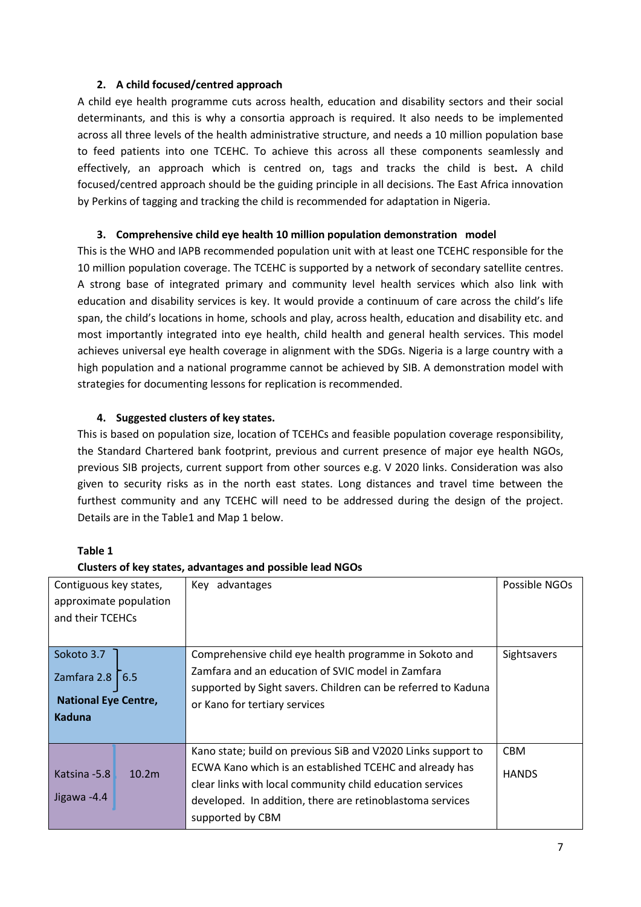2. **A child focused/centred approach**

A child eye health programme cuts across health, education and disability sectors and their social determinants, and this is why a consortia approach is required. It also needs to be implemented across all three levels of the health administrative structure, and needs a 10 million population base to feed patients into one TCEHC. To achieve this across all these components seamlessly and effectively, an approach which is centred on, tags and tracks the child is best**.** A child focused/centred approach should be the guiding principle in all decisions. The East Africa innovation by Perkins of tagging and tracking the child is recommended for adaptation in Nigeria.

3. **Comprehensive child eye health 10 million population demonstration model**

This is the WHO and IAPB recommended population unit with at least one TCEHC responsible for the 10 million population coverage. The TCEHC is supported by a network of secondary satellite centres. A strong base of integrated primary and community level health services which also link with education and disability services is key. It would provide a continuum of care across the child's life span, the child's locations in home, schools and play, across health, education and disability etc. and most importantly integrated into eye health, child health and general health services. This model achieves universal eye health coverage in alignment with the SDGs. Nigeria is a large country with a high population and a national programme cannot be achieved by SIB. A demonstration model with strategies for documenting lessons for replication is recommended.

4. **Suggested clusters of key states.**

This is based on population size, location of TCEHCs and feasible population coverage responsibility, the Standard Chartered bank footprint, previous and current presence of major eye health NGOs, previous SIB projects, current support from other sources e.g. V 2020 links. Consideration was also given to security risks as in the north east states. Long distances and travel time between the furthest community and any TCEHC will need to be addressed during the design of the project. Details are in the Table1 and Map 1 below.

**Table 1**

**Clusters of key states, advantages and possible lead NGOs**

| Contiguous key states, approximate population and their TCEHCs | Key advantages | Possible NGOs |
|---|---|---|
| Sokoto 3.7<br>Zamfara 2.8 — 6.5<br>**National Eye Centre, Kaduna** | Comprehensive child eye health programme in Sokoto and Zamfara and an education of SVIC model in Zamfara supported by Sight savers. Children can be referred to Kaduna or Kano for tertiary services | Sightsavers |
| Katsina -5.8<br>Jigawa -4.4 — 10.2m | Kano state; build on previous SiB and V2020 Links support to ECWA Kano which is an established TCEHC and already has clear links with local community child education services developed. In addition, there are retinoblastoma services supported by CBM | CBM<br>HANDS |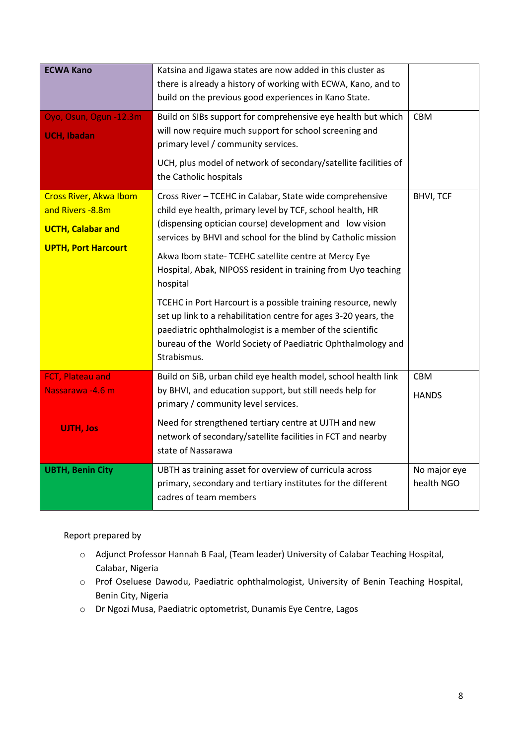| | | |
|---|---|---|
| **ECWA Kano** | Katsina and Jigawa states are now added in this cluster as there is already a history of working with ECWA, Kano, and to build on the previous good experiences in Kano State. | |
| Oyo, Osun, Ogun -12.3m<br>**UCH, Ibadan** | Build on SIBs support for comprehensive eye health but which will now require much support for school screening and primary level / community services.<br>UCH, plus model of network of secondary/satellite facilities of the Catholic hospitals | CBM |
| Cross River, Akwa Ibom and Rivers -8.8m<br>**UCTH, Calabar and**<br>**UPTH, Port Harcourt** | Cross River – TCEHC in Calabar, State wide comprehensive child eye health, primary level by TCF, school health, HR (dispensing optician course) development and low vision services by BHVI and school for the blind by Catholic mission<br>Akwa Ibom state- TCEHC satellite centre at Mercy Eye Hospital, Abak, NIPOSS resident in training from Uyo teaching hospital<br>TCEHC in Port Harcourt is a possible training resource, newly set up link to a rehabilitation centre for ages 3-20 years, the paediatric ophthalmologist is a member of the scientific bureau of the World Society of Paediatric Ophthalmology and Strabismus. | BHVI, TCF |
| FCT, Plateau and Nassarawa -4.6 m<br>**UJTH, Jos** | Build on SiB, urban child eye health model, school health link by BHVI, and education support, but still needs help for primary / community level services.<br>Need for strengthened tertiary centre at UJTH and new network of secondary/satellite facilities in FCT and nearby state of Nassarawa | CBM<br>HANDS |
| **UBTH, Benin City** | UBTH as training asset for overview of curricula across primary, secondary and tertiary institutes for the different cadres of team members | No major eye health NGO |

Report prepared by

- Adjunct Professor Hannah B Faal, (Team leader) University of Calabar Teaching Hospital, Calabar, Nigeria
- Prof Oseluese Dawodu, Paediatric ophthalmologist, University of Benin Teaching Hospital, Benin City, Nigeria
- Dr Ngozi Musa, Paediatric optometrist, Dunamis Eye Centre, Lagos